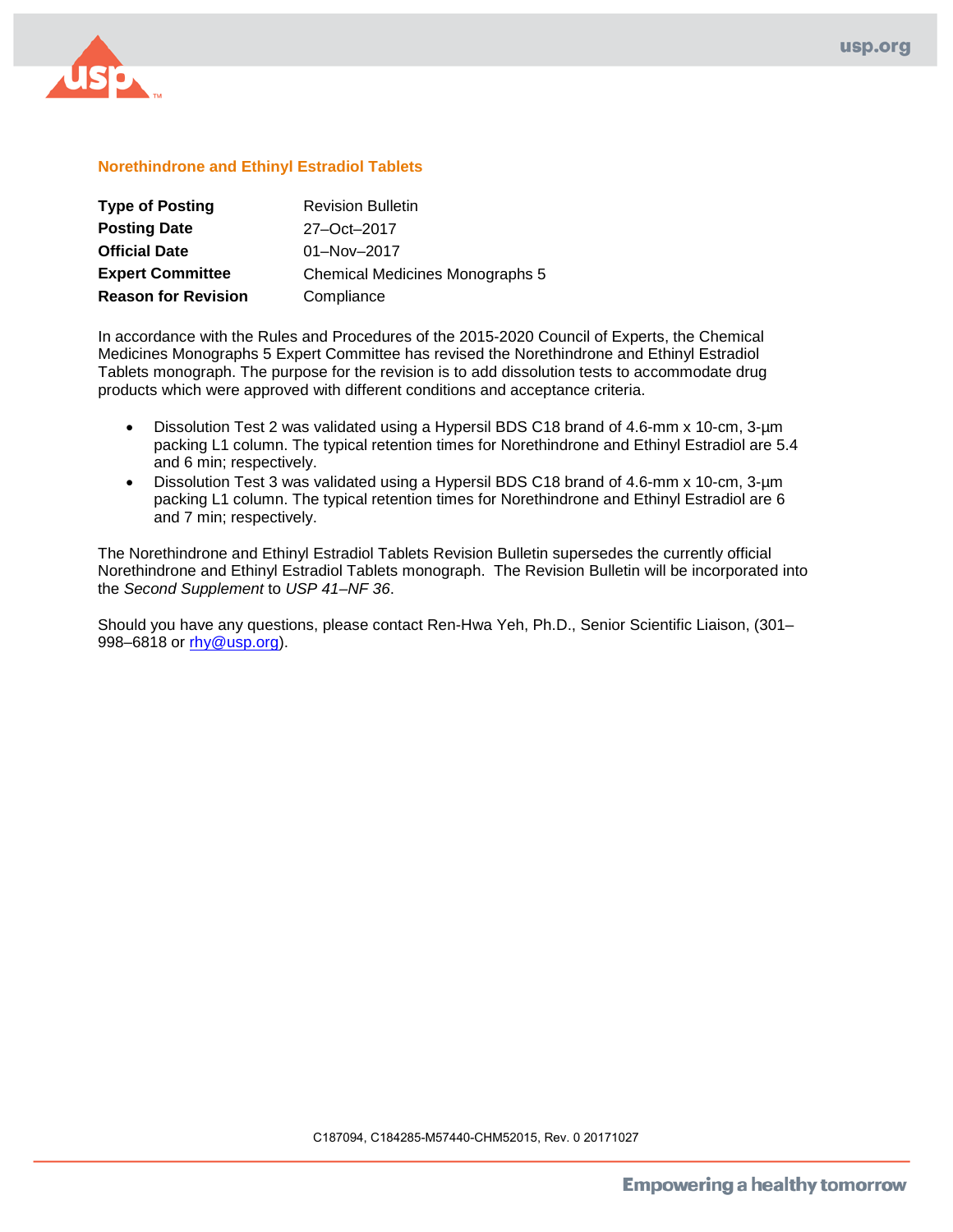## Norethindrone and Ethinyl Estradiol Tablets

| | |
|---|---|
| **Type of Posting** | Revision Bulletin |
| **Posting Date** | 27–Oct–2017 |
| **Official Date** | 01–Nov–2017 |
| **Expert Committee** | Chemical Medicines Monographs 5 |
| **Reason for Revision** | Compliance |

In accordance with the Rules and Procedures of the 2015-2020 Council of Experts, the Chemical Medicines Monographs 5 Expert Committee has revised the Norethindrone and Ethinyl Estradiol Tablets monograph. The purpose for the revision is to add dissolution tests to accommodate drug products which were approved with different conditions and acceptance criteria.

- Dissolution Test 2 was validated using a Hypersil BDS C18 brand of 4.6-mm x 10-cm, 3-µm packing L1 column. The typical retention times for Norethindrone and Ethinyl Estradiol are 5.4 and 6 min; respectively.
- Dissolution Test 3 was validated using a Hypersil BDS C18 brand of 4.6-mm x 10-cm, 3-µm packing L1 column. The typical retention times for Norethindrone and Ethinyl Estradiol are 6 and 7 min; respectively.

The Norethindrone and Ethinyl Estradiol Tablets Revision Bulletin supersedes the currently official Norethindrone and Ethinyl Estradiol Tablets monograph. The Revision Bulletin will be incorporated into the *Second Supplement* to *USP 41–NF 36*.

Should you have any questions, please contact Ren-Hwa Yeh, Ph.D., Senior Scientific Liaison, (301–998–6818 or rhy@usp.org).

C187094, C184285-M57440-CHM52015, Rev. 0 20171027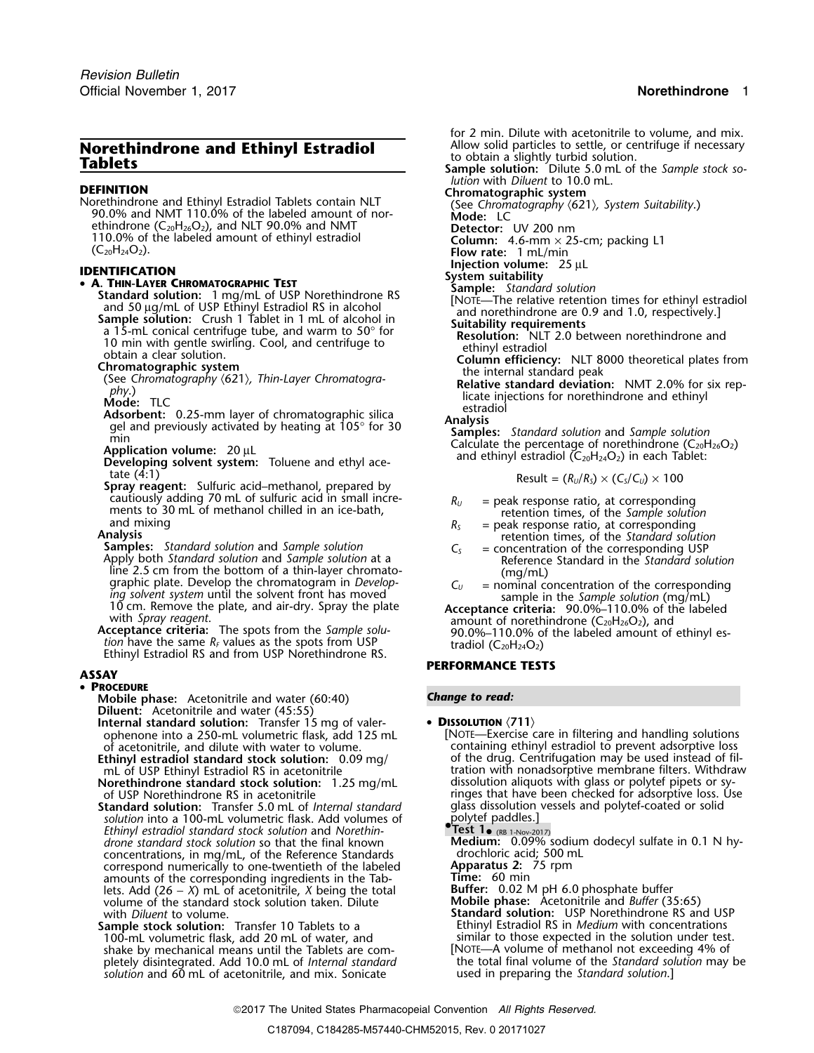# Norethindrone and Ethinyl Estradiol Tablets

## DEFINITION

Norethindrone and Ethinyl Estradiol Tablets contain NLT 90.0% and NMT 110.0% of the labeled amount of norethindrone ($C_{20}H_{26}O_2$), and NLT 90.0% and NMT 110.0% of the labeled amount of ethinyl estradiol ($C_{20}H_{24}O_2$).

## IDENTIFICATION

- **A. Thin-Layer Chromatographic Test**

  **Standard solution:** 1 mg/mL of USP Norethindrone RS and 50 µg/mL of USP Ethinyl Estradiol RS in alcohol

  **Sample solution:** Crush 1 Tablet in 1 mL of alcohol in a 15-mL conical centrifuge tube, and warm to 50° for 10 min with gentle swirling. Cool, and centrifuge to obtain a clear solution.

  **Chromatographic system**

  (See *Chromatography* ⟨621⟩, *Thin-Layer Chromatography*.)

  **Mode:** TLC

  **Adsorbent:** 0.25-mm layer of chromatographic silica gel and previously activated by heating at 105° for 30 min

  **Application volume:** 20 µL

  **Developing solvent system:** Toluene and ethyl acetate (4:1)

  **Spray reagent:** Sulfuric acid–methanol, prepared by cautiously adding 70 mL of sulfuric acid in small increments to 30 mL of methanol chilled in an ice-bath, and mixing

  **Analysis**

  **Samples:** *Standard solution* and *Sample solution*

  Apply both *Standard solution* and *Sample solution* at a line 2.5 cm from the bottom of a thin-layer chromatographic plate. Develop the chromatogram in *Developing solvent system* until the solvent front has moved 10 cm. Remove the plate, and air-dry. Spray the plate with *Spray reagent*.

  **Acceptance criteria:** The spots from the *Sample solution* have the same $R_F$ values as the spots from USP Ethinyl Estradiol RS and from USP Norethindrone RS.

## ASSAY

- **Procedure**

  **Mobile phase:** Acetonitrile and water (60:40)

  **Diluent:** Acetonitrile and water (45:55)

  **Internal standard solution:** Transfer 15 mg of valerophenone into a 250-mL volumetric flask, add 125 mL of acetonitrile, and dilute with water to volume.

  **Ethinyl estradiol standard stock solution:** 0.09 mg/mL of USP Ethinyl Estradiol RS in acetonitrile

  **Norethindrone standard stock solution:** 1.25 mg/mL of USP Norethindrone RS in acetonitrile

  **Standard solution:** Transfer 5.0 mL of *Internal standard solution* into a 100-mL volumetric flask. Add volumes of *Ethinyl estradiol standard stock solution* and *Norethindrone standard stock solution* so that the final known concentrations, in mg/mL, of the Reference Standards correspond numerically to one-twentieth of the labeled amounts of the corresponding ingredients in the Tablets. Add $(26 - X)$ mL of acetonitrile, $X$ being the total volume of the standard stock solution taken. Dilute with *Diluent* to volume.

  **Sample stock solution:** Transfer 10 Tablets to a 100-mL volumetric flask, add 20 mL of water, and shake by mechanical means until the Tablets are completely disintegrated. Add 10.0 mL of *Internal standard solution* and 60 mL of acetonitrile, and mix. Sonicate for 2 min. Dilute with acetonitrile to volume, and mix. Allow solid particles to settle, or centrifuge if necessary to obtain a slightly turbid solution.

  **Sample solution:** Dilute 5.0 mL of the *Sample stock solution* with *Diluent* to 10.0 mL.

  **Chromatographic system**

  (See *Chromatography* ⟨621⟩, *System Suitability*.)

  **Mode:** LC

  **Detector:** UV 200 nm

  **Column:** 4.6-mm × 25-cm; packing L1

  **Flow rate:** 1 mL/min

  **Injection volume:** 25 µL

  **System suitability**

  **Sample:** *Standard solution*

  [Note—The relative retention times for ethinyl estradiol and norethindrone are 0.9 and 1.0, respectively.]

  **Suitability requirements**

  **Resolution:** NLT 2.0 between norethindrone and ethinyl estradiol

  **Column efficiency:** NLT 8000 theoretical plates from the internal standard peak

  **Relative standard deviation:** NMT 2.0% for six replicate injections for norethindrone and ethinyl estradiol

  **Analysis**

  **Samples:** *Standard solution* and *Sample solution*

  Calculate the percentage of norethindrone ($C_{20}H_{26}O_2$) and ethinyl estradiol ($C_{20}H_{24}O_2$) in each Tablet:

  $$\text{Result} = (R_U/R_S) \times (C_S/C_U) \times 100$$

  $R_U$ = peak response ratio, at corresponding retention times, of the *Sample solution*

  $R_S$ = peak response ratio, at corresponding retention times, of the *Standard solution*

  $C_S$ = concentration of the corresponding USP Reference Standard in the *Standard solution* (mg/mL)

  $C_U$ = nominal concentration of the corresponding sample in the *Sample solution* (mg/mL)

  **Acceptance criteria:** 90.0%–110.0% of the labeled amount of norethindrone ($C_{20}H_{26}O_2$), and 90.0%–110.0% of the labeled amount of ethinyl estradiol ($C_{20}H_{24}O_2$)

## PERFORMANCE TESTS

***Change to read:***

- **Dissolution** ⟨711⟩

  [Note—Exercise care in filtering and handling solutions containing ethinyl estradiol to prevent adsorptive loss of the drug. Centrifugation may be used instead of filtration with nonadsorptive membrane filters. Withdraw dissolution aliquots with glass or polytef pipets or syringes that have been checked for adsorptive loss. Use glass dissolution vessels and polytef-coated or solid polytef paddles.]

  **Test 1** (RB 1-Nov-2017)

  **Medium:** 0.09% sodium dodecyl sulfate in 0.1 N hydrochloric acid; 500 mL

  **Apparatus 2:** 75 rpm

  **Time:** 60 min

  **Buffer:** 0.02 M pH 6.0 phosphate buffer

  **Mobile phase:** Acetonitrile and *Buffer* (35:65)

  **Standard solution:** USP Norethindrone RS and USP Ethinyl Estradiol RS in *Medium* with concentrations similar to those expected in the solution under test. [Note—A volume of methanol not exceeding 4% of the total final volume of the *Standard solution* may be used in preparing the *Standard solution*.]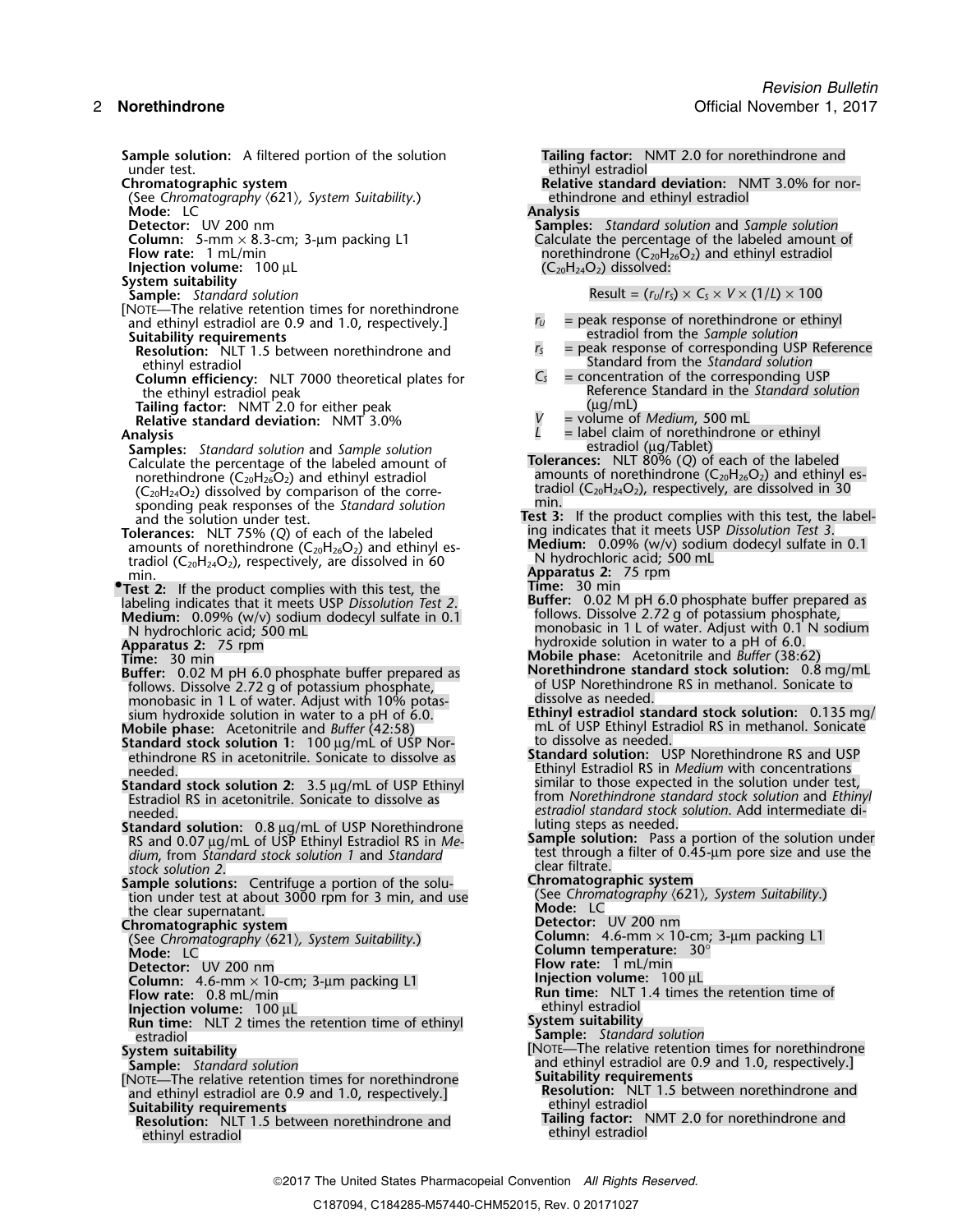**Sample solution:** A filtered portion of the solution under test.

**Chromatographic system**

(See *Chromatography* ⟨621⟩, *System Suitability*.)

**Mode:** LC

**Detector:** UV 200 nm

**Column:** 5-mm × 8.3-cm; 3-µm packing L1

**Flow rate:** 1 mL/min

**Injection volume:** 100 µL

**System suitability**

**Sample:** *Standard solution*

[NOTE—The relative retention times for norethindrone and ethinyl estradiol are 0.9 and 1.0, respectively.]

**Suitability requirements**

**Resolution:** NLT 1.5 between norethindrone and ethinyl estradiol

**Column efficiency:** NLT 7000 theoretical plates for the ethinyl estradiol peak

**Tailing factor:** NMT 2.0 for either peak

**Relative standard deviation:** NMT 3.0%

**Analysis**

**Samples:** *Standard solution* and *Sample solution*

Calculate the percentage of the labeled amount of norethindrone ($C_{20}H_{26}O_2$) and ethinyl estradiol ($C_{20}H_{24}O_2$) dissolved by comparison of the corresponding peak responses of the *Standard solution* and the solution under test.

**Tolerances:** NLT 75% (*Q*) of each of the labeled amounts of norethindrone ($C_{20}H_{26}O_2$) and ethinyl estradiol ($C_{20}H_{24}O_2$), respectively, are dissolved in 60 min.

•**Test 2:** If the product complies with this test, the labeling indicates that it meets USP *Dissolution Test 2*.

**Medium:** 0.09% (w/v) sodium dodecyl sulfate in 0.1 N hydrochloric acid; 500 mL

**Apparatus 2:** 75 rpm

**Time:** 30 min

**Buffer:** 0.02 M pH 6.0 phosphate buffer prepared as follows. Dissolve 2.72 g of potassium phosphate, monobasic in 1 L of water. Adjust with 10% potassium hydroxide solution in water to a pH of 6.0.

**Mobile phase:** Acetonitrile and *Buffer* (42:58)

**Standard stock solution 1:** 100 µg/mL of USP Norethindrone RS in acetonitrile. Sonicate to dissolve as needed.

**Standard stock solution 2:** 3.5 µg/mL of USP Ethinyl Estradiol RS in acetonitrile. Sonicate to dissolve as needed.

**Standard solution:** 0.8 µg/mL of USP Norethindrone RS and 0.07 µg/mL of USP Ethinyl Estradiol RS in *Medium*, from *Standard stock solution 1* and *Standard stock solution 2*.

**Sample solutions:** Centrifuge a portion of the solution under test at about 3000 rpm for 3 min, and use the clear supernatant.

**Chromatographic system**

(See *Chromatography* ⟨621⟩, *System Suitability*.)

**Mode:** LC

**Detector:** UV 200 nm

**Column:** 4.6-mm × 10-cm; 3-µm packing L1

**Flow rate:** 0.8 mL/min

**Injection volume:** 100 µL

**Run time:** NLT 2 times the retention time of ethinyl estradiol

**System suitability**

**Sample:** *Standard solution*

[NOTE—The relative retention times for norethindrone and ethinyl estradiol are 0.9 and 1.0, respectively.]

**Suitability requirements**

**Resolution:** NLT 1.5 between norethindrone and ethinyl estradiol

**Tailing factor:** NMT 2.0 for norethindrone and ethinyl estradiol

**Relative standard deviation:** NMT 3.0% for norethindrone and ethinyl estradiol

**Analysis**

**Samples:** *Standard solution* and *Sample solution*

Calculate the percentage of the labeled amount of norethindrone ($C_{20}H_{26}O_2$) and ethinyl estradiol ($C_{20}H_{24}O_2$) dissolved:

$$\text{Result} = (r_U/r_S) \times C_S \times V \times (1/L) \times 100$$

$r_U$ = peak response of norethindrone or ethinyl estradiol from the *Sample solution*

$r_S$ = peak response of corresponding USP Reference Standard from the *Standard solution*

$C_S$ = concentration of the corresponding USP Reference Standard in the *Standard solution* (µg/mL)

$V$ = volume of *Medium*, 500 mL

$L$ = label claim of norethindrone or ethinyl estradiol (µg/Tablet)

**Tolerances:** NLT 80% (*Q*) of each of the labeled amounts of norethindrone ($C_{20}H_{26}O_2$) and ethinyl estradiol ($C_{20}H_{24}O_2$), respectively, are dissolved in 30 min.

**Test 3:** If the product complies with this test, the labeling indicates that it meets USP *Dissolution Test 3*.

**Medium:** 0.09% (w/v) sodium dodecyl sulfate in 0.1 N hydrochloric acid; 500 mL

**Apparatus 2:** 75 rpm

**Time:** 30 min

**Buffer:** 0.02 M pH 6.0 phosphate buffer prepared as follows. Dissolve 2.72 g of potassium phosphate, monobasic in 1 L of water. Adjust with 0.1 N sodium hydroxide solution in water to a pH of 6.0.

**Mobile phase:** Acetonitrile and *Buffer* (38:62)

**Norethindrone standard stock solution:** 0.8 mg/mL of USP Norethindrone RS in methanol. Sonicate to dissolve as needed.

**Ethinyl estradiol standard stock solution:** 0.135 mg/mL of USP Ethinyl Estradiol RS in methanol. Sonicate to dissolve as needed.

**Standard solution:** USP Norethindrone RS and USP Ethinyl Estradiol RS in *Medium* with concentrations similar to those expected in the solution under test, from *Norethindrone standard stock solution* and *Ethinyl estradiol standard stock solution*. Add intermediate diluting steps as needed.

**Sample solution:** Pass a portion of the solution under test through a filter of 0.45-µm pore size and use the clear filtrate.

**Chromatographic system**

(See *Chromatography* ⟨621⟩, *System Suitability*.)

**Mode:** LC

**Detector:** UV 200 nm

**Column:** 4.6-mm × 10-cm; 3-µm packing L1

**Column temperature:** 30°

**Flow rate:** 1 mL/min

**Injection volume:** 100 µL

**Run time:** NLT 1.4 times the retention time of ethinyl estradiol

**System suitability**

**Sample:** *Standard solution*

[NOTE—The relative retention times for norethindrone and ethinyl estradiol are 0.9 and 1.0, respectively.]

**Suitability requirements**

**Resolution:** NLT 1.5 between norethindrone and ethinyl estradiol

**Tailing factor:** NMT 2.0 for norethindrone and ethinyl estradiol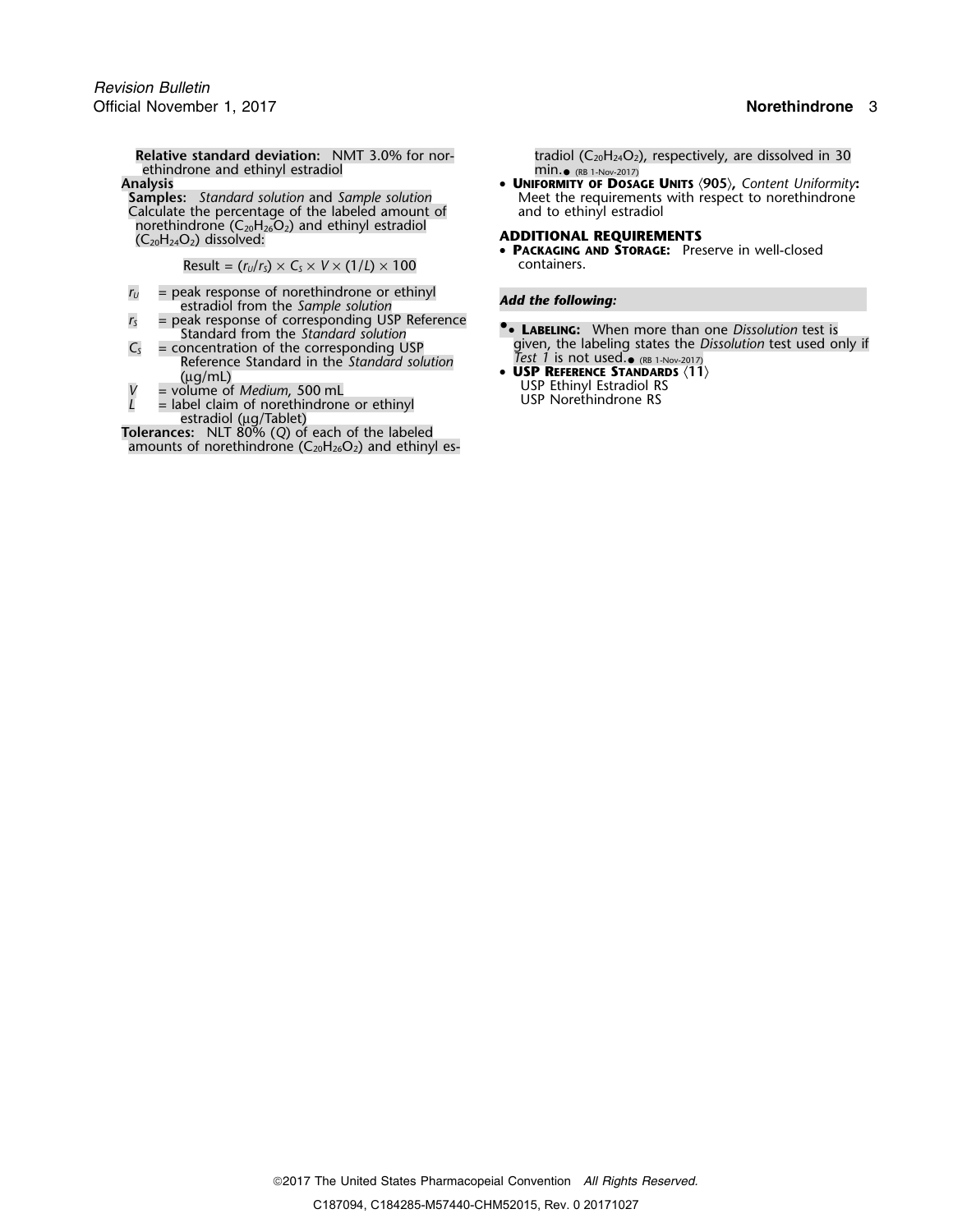**Relative standard deviation:** NMT 3.0% for norethindrone and ethinyl estradiol

**Analysis**

**Samples:** *Standard solution* and *Sample solution*

Calculate the percentage of the labeled amount of norethindrone ($C_{20}H_{26}O_2$) and ethinyl estradiol ($C_{20}H_{24}O_2$) dissolved:

$$\text{Result} = (r_U/r_S) \times C_S \times V \times (1/L) \times 100$$

- $r_U$ = peak response of norethindrone or ethinyl estradiol from the *Sample solution*
- $r_S$ = peak response of corresponding USP Reference Standard from the *Standard solution*
- $C_S$ = concentration of the corresponding USP Reference Standard in the *Standard solution* (µg/mL)
- $V$ = volume of *Medium*, 500 mL
- $L$ = label claim of norethindrone or ethinyl estradiol (µg/Tablet)

**Tolerances:** NLT 80% ($Q$) of each of the labeled amounts of norethindrone ($C_{20}H_{26}O_2$) and ethinyl estradiol ($C_{20}H_{24}O_2$), respectively, are dissolved in 30 min.● (RB 1-Nov-2017)

- **Uniformity of Dosage Units** 〈905〉, *Content Uniformity*: Meet the requirements with respect to norethindrone and to ethinyl estradiol

## ADDITIONAL REQUIREMENTS

- **Packaging and Storage:** Preserve in well-closed containers.

***Add the following:***

- ●**Labeling:** When more than one *Dissolution* test is given, the labeling states the *Dissolution* test used only if *Test 1* is not used.● (RB 1-Nov-2017)
- **USP Reference Standards** 〈11〉
  - USP Ethinyl Estradiol RS
  - USP Norethindrone RS